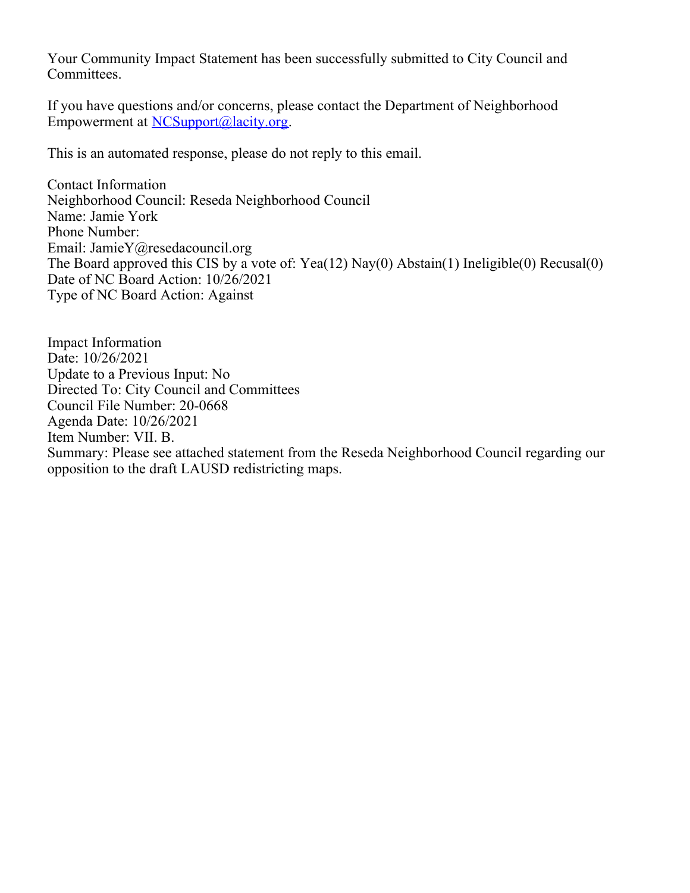Your Community Impact Statement has been successfully submitted to City Council and Committees.

If you have questions and/or concerns, please contact the Department of Neighborhood Empowerment at [NCSupport@lacity.org](mailto:NCSupport@lacity.org).

This is an automated response, please do not reply to this email.

Contact Information
Neighborhood Council: Reseda Neighborhood Council
Name: Jamie York
Phone Number:
Email: JamieY@resedacouncil.org
The Board approved this CIS by a vote of: Yea(12) Nay(0) Abstain(1) Ineligible(0) Recusal(0)
Date of NC Board Action: 10/26/2021
Type of NC Board Action: Against

Impact Information
Date: 10/26/2021
Update to a Previous Input: No
Directed To: City Council and Committees
Council File Number: 20-0668
Agenda Date: 10/26/2021
Item Number: VII. B.
Summary: Please see attached statement from the Reseda Neighborhood Council regarding our opposition to the draft LAUSD redistricting maps.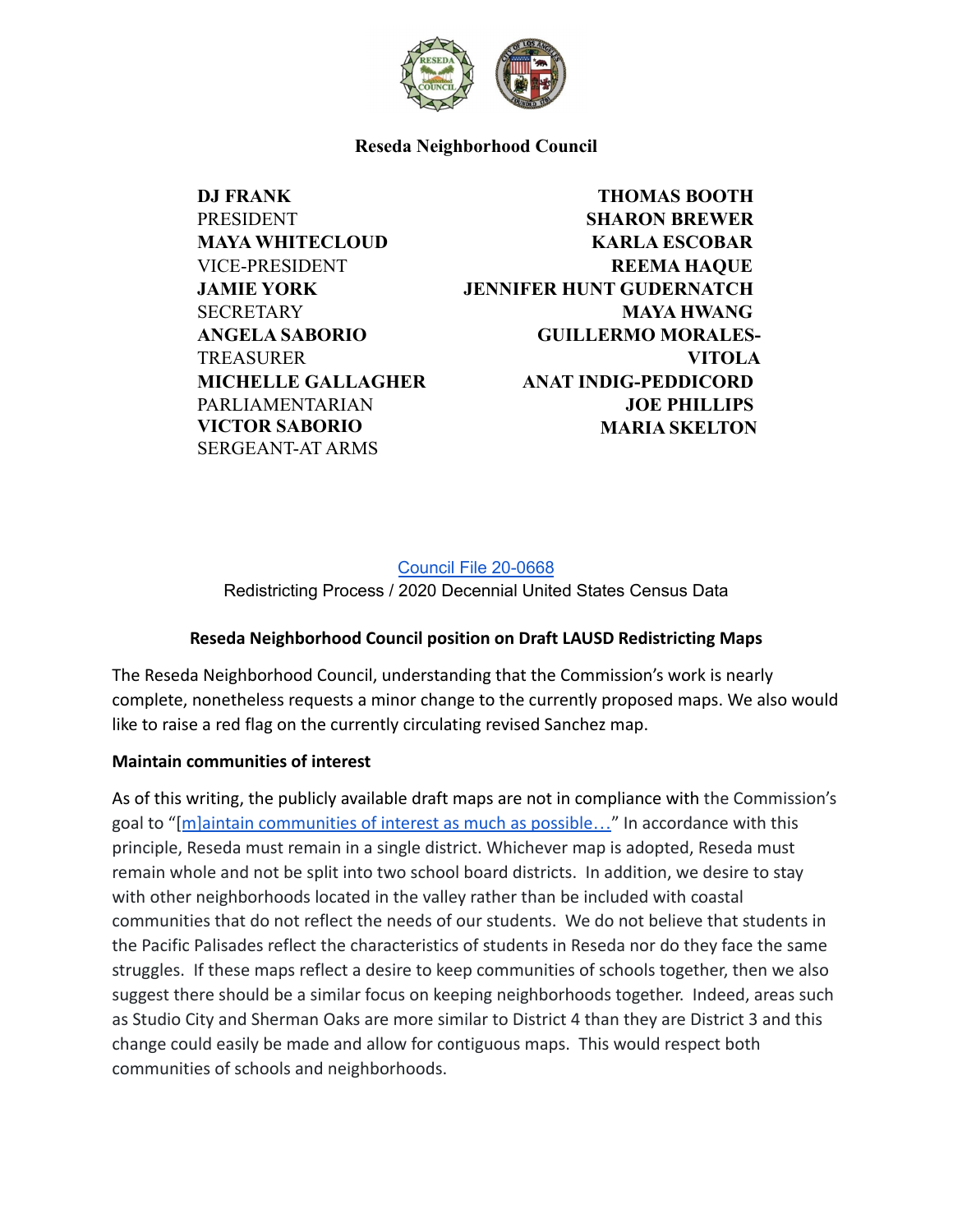**Reseda Neighborhood Council**

| | |
|---|---|
| **DJ FRANK** | **THOMAS BOOTH** |
| PRESIDENT | **SHARON BREWER** |
| **MAYA WHITECLOUD** | **KARLA ESCOBAR** |
| VICE-PRESIDENT | **REEMA HAQUE** |
| **JAMIE YORK** | **JENNIFER HUNT GUDERNATCH** |
| SECRETARY | **MAYA HWANG** |
| **ANGELA SABORIO** | **GUILLERMO MORALES-VITOLA** |
| TREASURER | **ANAT INDIG-PEDDICORD** |
| **MICHELLE GALLAGHER** | **JOE PHILLIPS** |
| PARLIAMENTARIAN | **MARIA SKELTON** |
| **VICTOR SABORIO** | |
| SERGEANT-AT ARMS | |

Council File 20-0668

Redistricting Process / 2020 Decennial United States Census Data

**Reseda Neighborhood Council position on Draft LAUSD Redistricting Maps**

The Reseda Neighborhood Council, understanding that the Commission's work is nearly complete, nonetheless requests a minor change to the currently proposed maps. We also would like to raise a red flag on the currently circulating revised Sanchez map.

**Maintain communities of interest**

As of this writing, the publicly available draft maps are not in compliance with the Commission's goal to "[m]aintain communities of interest as much as possible…" In accordance with this principle, Reseda must remain in a single district. Whichever map is adopted, Reseda must remain whole and not be split into two school board districts. In addition, we desire to stay with other neighborhoods located in the valley rather than be included with coastal communities that do not reflect the needs of our students. We do not believe that students in the Pacific Palisades reflect the characteristics of students in Reseda nor do they face the same struggles. If these maps reflect a desire to keep communities of schools together, then we also suggest there should be a similar focus on keeping neighborhoods together. Indeed, areas such as Studio City and Sherman Oaks are more similar to District 4 than they are District 3 and this change could easily be made and allow for contiguous maps. This would respect both communities of schools and neighborhoods.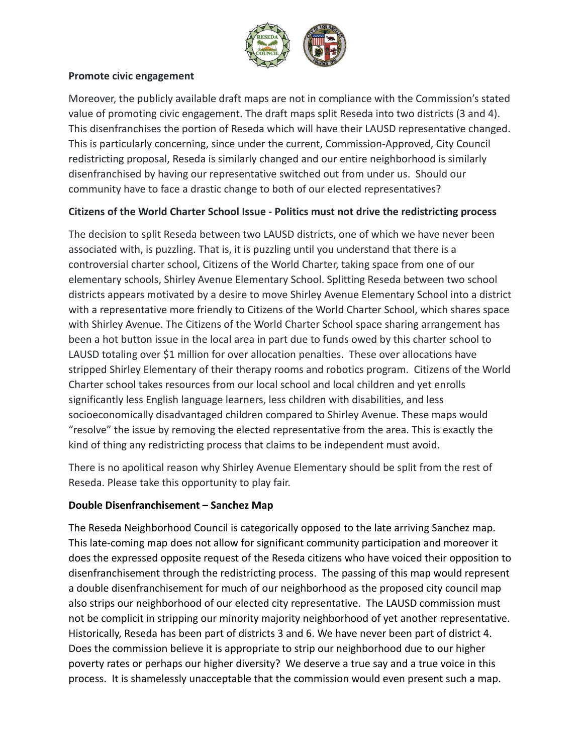**Promote civic engagement**

Moreover, the publicly available draft maps are not in compliance with the Commission's stated value of promoting civic engagement. The draft maps split Reseda into two districts (3 and 4). This disenfranchises the portion of Reseda which will have their LAUSD representative changed. This is particularly concerning, since under the current, Commission-Approved, City Council redistricting proposal, Reseda is similarly changed and our entire neighborhood is similarly disenfranchised by having our representative switched out from under us. Should our community have to face a drastic change to both of our elected representatives?

**Citizens of the World Charter School Issue - Politics must not drive the redistricting process**

The decision to split Reseda between two LAUSD districts, one of which we have never been associated with, is puzzling. That is, it is puzzling until you understand that there is a controversial charter school, Citizens of the World Charter, taking space from one of our elementary schools, Shirley Avenue Elementary School. Splitting Reseda between two school districts appears motivated by a desire to move Shirley Avenue Elementary School into a district with a representative more friendly to Citizens of the World Charter School, which shares space with Shirley Avenue. The Citizens of the World Charter School space sharing arrangement has been a hot button issue in the local area in part due to funds owed by this charter school to LAUSD totaling over $1 million for over allocation penalties. These over allocations have stripped Shirley Elementary of their therapy rooms and robotics program. Citizens of the World Charter school takes resources from our local school and local children and yet enrolls significantly less English language learners, less children with disabilities, and less socioeconomically disadvantaged children compared to Shirley Avenue. These maps would "resolve" the issue by removing the elected representative from the area. This is exactly the kind of thing any redistricting process that claims to be independent must avoid.

There is no apolitical reason why Shirley Avenue Elementary should be split from the rest of Reseda. Please take this opportunity to play fair.

**Double Disenfranchisement – Sanchez Map**

The Reseda Neighborhood Council is categorically opposed to the late arriving Sanchez map. This late-coming map does not allow for significant community participation and moreover it does the expressed opposite request of the Reseda citizens who have voiced their opposition to disenfranchisement through the redistricting process. The passing of this map would represent a double disenfranchisement for much of our neighborhood as the proposed city council map also strips our neighborhood of our elected city representative. The LAUSD commission must not be complicit in stripping our minority majority neighborhood of yet another representative. Historically, Reseda has been part of districts 3 and 6. We have never been part of district 4. Does the commission believe it is appropriate to strip our neighborhood due to our higher poverty rates or perhaps our higher diversity? We deserve a true say and a true voice in this process. It is shamelessly unacceptable that the commission would even present such a map.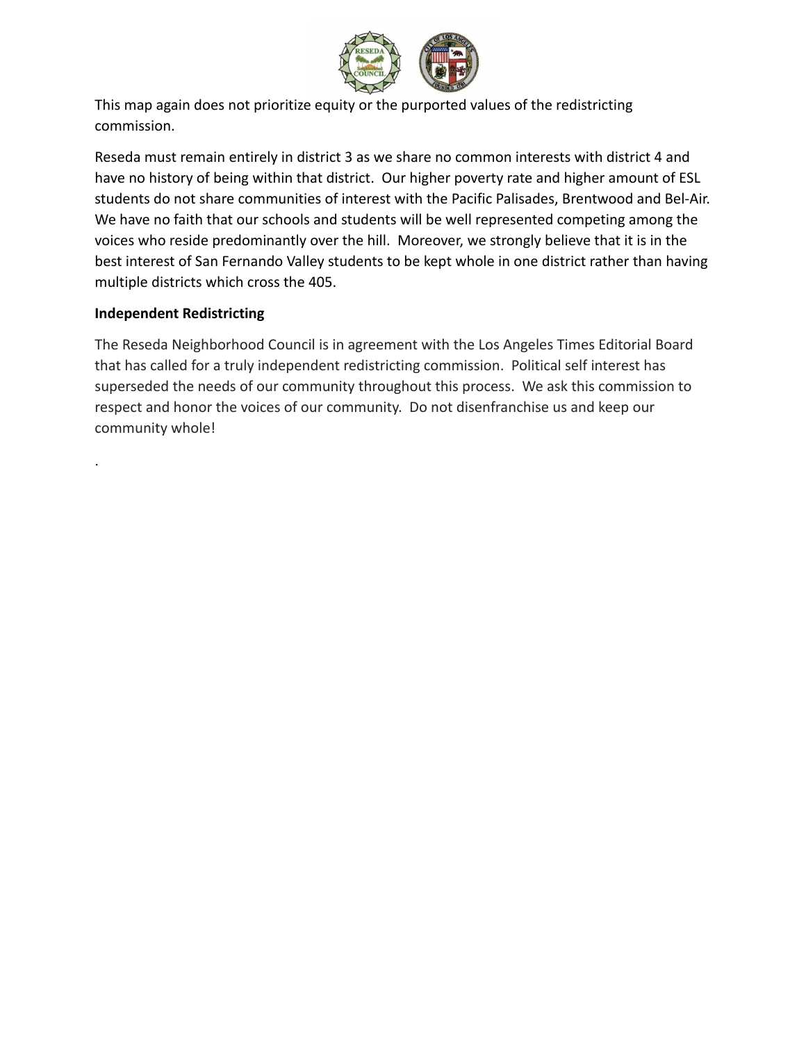This map again does not prioritize equity or the purported values of the redistricting commission.

Reseda must remain entirely in district 3 as we share no common interests with district 4 and have no history of being within that district.  Our higher poverty rate and higher amount of ESL students do not share communities of interest with the Pacific Palisades, Brentwood and Bel-Air. We have no faith that our schools and students will be well represented competing among the voices who reside predominantly over the hill.  Moreover, we strongly believe that it is in the best interest of San Fernando Valley students to be kept whole in one district rather than having multiple districts which cross the 405.

**Independent Redistricting**

The Reseda Neighborhood Council is in agreement with the Los Angeles Times Editorial Board that has called for a truly independent redistricting commission.  Political self interest has superseded the needs of our community throughout this process.  We ask this commission to respect and honor the voices of our community.  Do not disenfranchise us and keep our community whole!

.